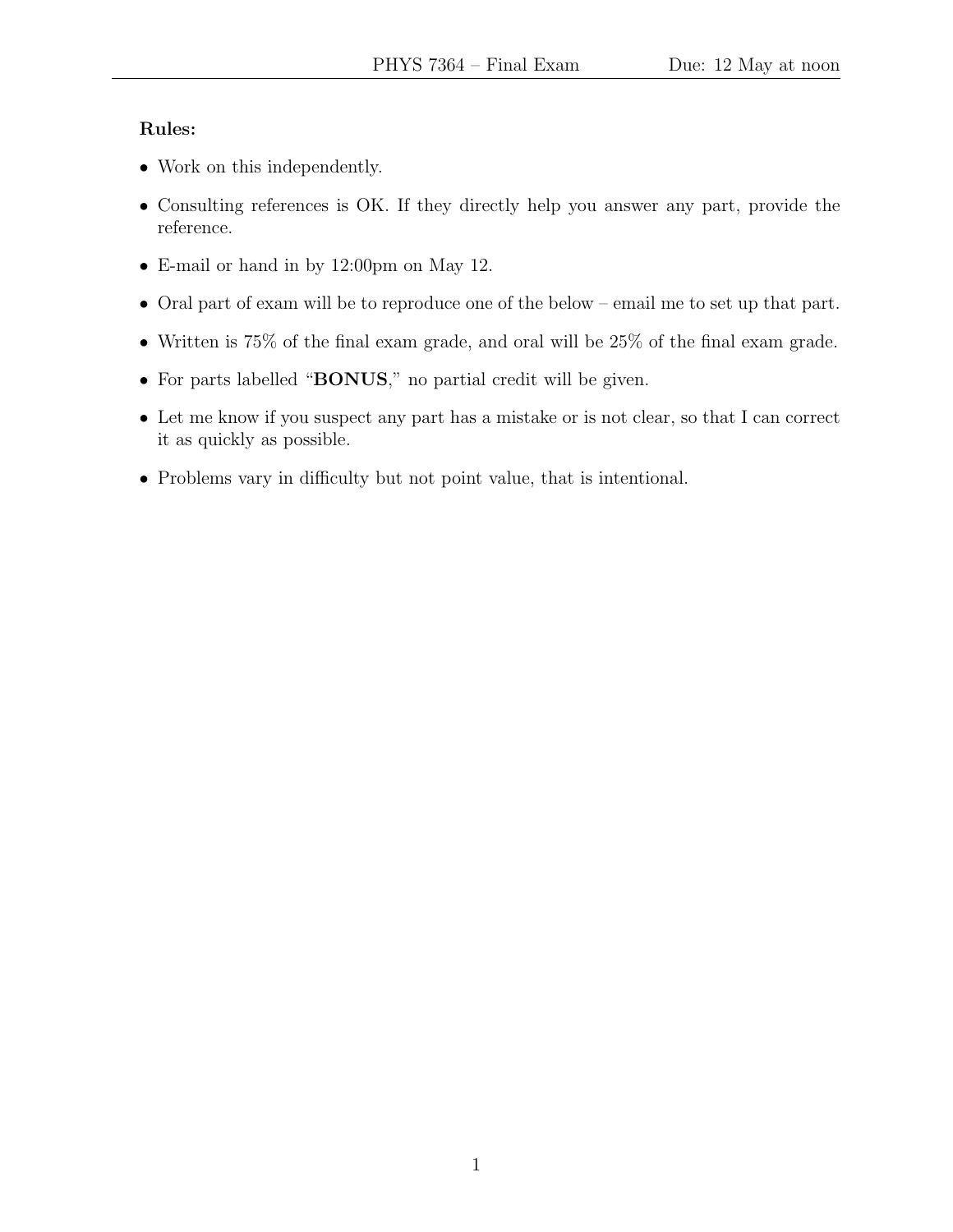**Rules:**

- Work on this independently.
- Consulting references is OK. If they directly help you answer any part, provide the reference.
- E-mail or hand in by 12:00pm on May 12.
- Oral part of exam will be to reproduce one of the below – email me to set up that part.
- Written is 75% of the final exam grade, and oral will be 25% of the final exam grade.
- For parts labelled "**BONUS**," no partial credit will be given.
- Let me know if you suspect any part has a mistake or is not clear, so that I can correct it as quickly as possible.
- Problems vary in difficulty but not point value, that is intentional.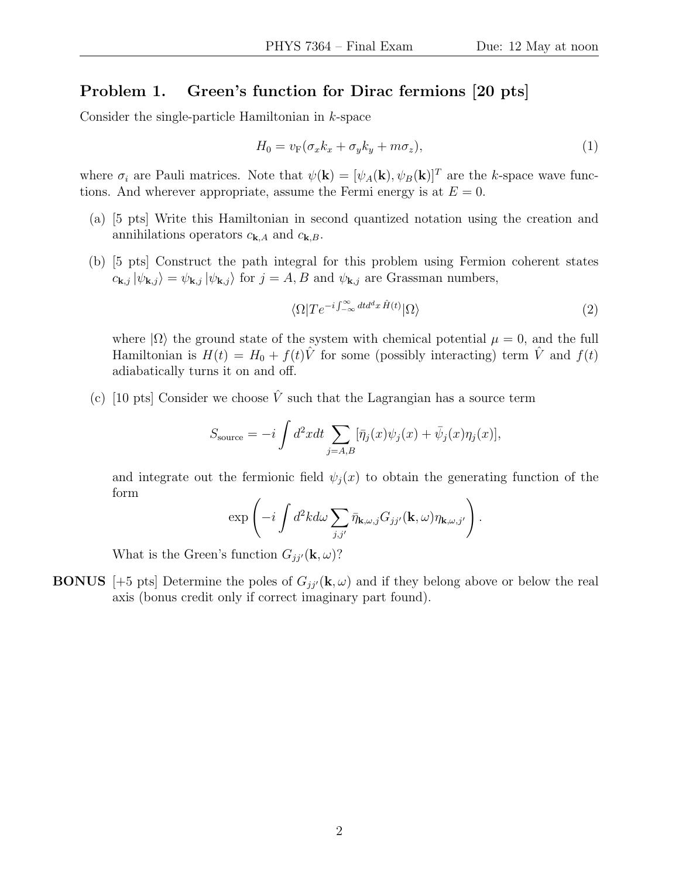## Problem 1. Green's function for Dirac fermions [20 pts]

Consider the single-particle Hamiltonian in $k$-space

$$H_0 = v_{\mathrm{F}}(\sigma_x k_x + \sigma_y k_y + m\sigma_z), \tag{1}$$

where $\sigma_i$ are Pauli matrices. Note that $\psi(\mathbf{k}) = [\psi_A(\mathbf{k}), \psi_B(\mathbf{k})]^T$ are the $k$-space wave functions. And wherever appropriate, assume the Fermi energy is at $E = 0$.

(a) [5 pts] Write this Hamiltonian in second quantized notation using the creation and annihilations operators $c_{\mathbf{k},A}$ and $c_{\mathbf{k},B}$.

(b) [5 pts] Construct the path integral for this problem using Fermion coherent states $c_{\mathbf{k},j}\,|\psi_{\mathbf{k},j}\rangle = \psi_{\mathbf{k},j}\,|\psi_{\mathbf{k},j}\rangle$ for $j = A, B$ and $\psi_{\mathbf{k},j}$ are Grassman numbers,

$$\langle \Omega | T e^{-i\int_{-\infty}^{\infty} dt d^d x\, \hat{H}(t)} | \Omega \rangle \tag{2}$$

where $|\Omega\rangle$ the ground state of the system with chemical potential $\mu = 0$, and the full Hamiltonian is $H(t) = H_0 + f(t)\hat{V}$ for some (possibly interacting) term $\hat{V}$ and $f(t)$ adiabatically turns it on and off.

(c) [10 pts] Consider we choose $\hat{V}$ such that the Lagrangian has a source term

$$S_{\text{source}} = -i \int d^2x dt \sum_{j=A,B} [\bar{\eta}_j(x)\psi_j(x) + \bar{\psi}_j(x)\eta_j(x)],$$

and integrate out the fermionic field $\psi_j(x)$ to obtain the generating function of the form

$$\exp\left( -i \int d^2k d\omega \sum_{j,j'} \bar{\eta}_{\mathbf{k},\omega,j} G_{jj'}(\mathbf{k},\omega) \eta_{\mathbf{k},\omega,j'} \right).$$

What is the Green's function $G_{jj'}(\mathbf{k},\omega)$?

**BONUS** [+5 pts] Determine the poles of $G_{jj'}(\mathbf{k},\omega)$ and if they belong above or below the real axis (bonus credit only if correct imaginary part found).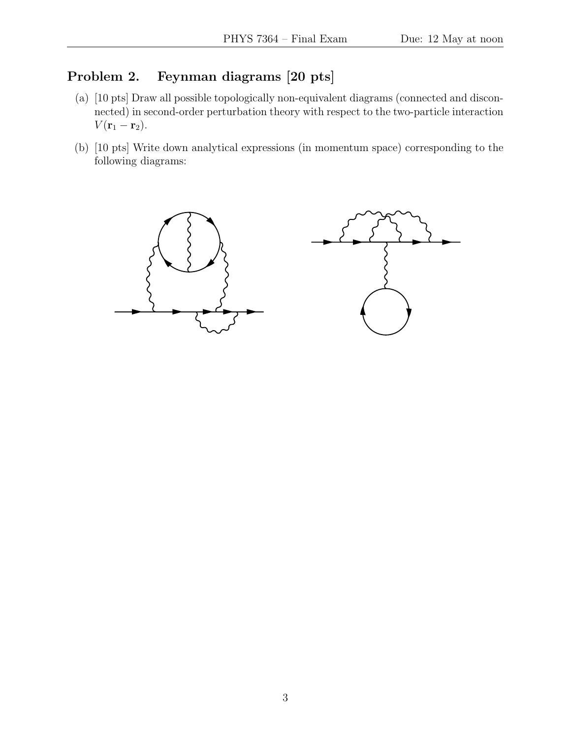## Problem 2. Feynman diagrams [20 pts]

(a) [10 pts] Draw all possible topologically non-equivalent diagrams (connected and disconnected) in second-order perturbation theory with respect to the two-particle interaction $V(\mathbf{r}_1 - \mathbf{r}_2)$.

(b) [10 pts] Write down analytical expressions (in momentum space) corresponding to the following diagrams: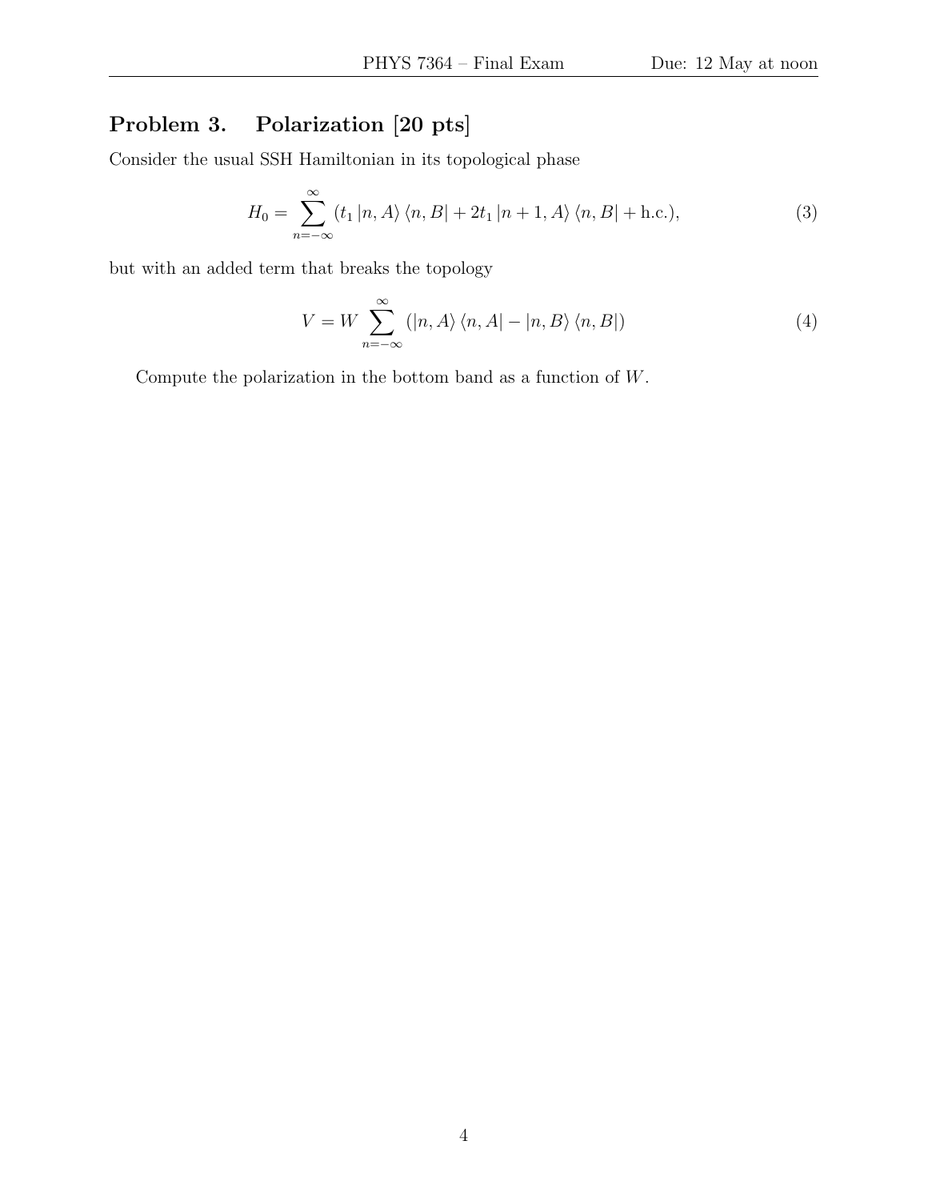## Problem 3. Polarization [20 pts]

Consider the usual SSH Hamiltonian in its topological phase

$$H_0 = \sum_{n=-\infty}^{\infty} (t_1 \, |n, A\rangle \langle n, B| + 2t_1 \, |n+1, A\rangle \langle n, B| + \text{h.c.}), \tag{3}$$

but with an added term that breaks the topology

$$V = W \sum_{n=-\infty}^{\infty} (|n, A\rangle \langle n, A| - |n, B\rangle \langle n, B|) \tag{4}$$

Compute the polarization in the bottom band as a function of $W$.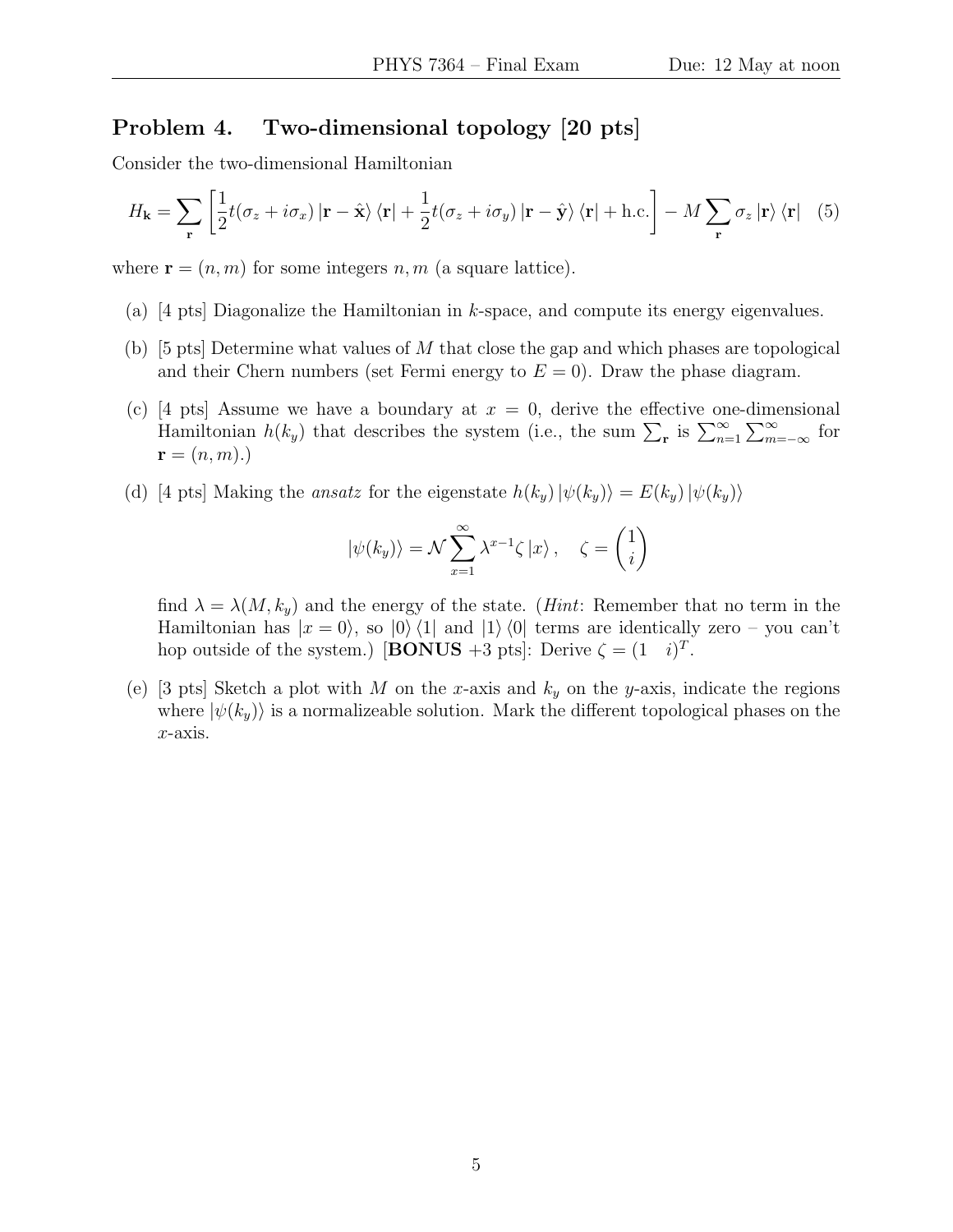## Problem 4. Two-dimensional topology [20 pts]

Consider the two-dimensional Hamiltonian

$$H_{\mathbf{k}} = \sum_{\mathbf{r}} \left[ \frac{1}{2} t(\sigma_z + i\sigma_x) |\mathbf{r} - \hat{\mathbf{x}}\rangle \langle \mathbf{r}| + \frac{1}{2} t(\sigma_z + i\sigma_y) |\mathbf{r} - \hat{\mathbf{y}}\rangle \langle \mathbf{r}| + \text{h.c.} \right] - M \sum_{\mathbf{r}} \sigma_z |\mathbf{r}\rangle \langle \mathbf{r}| \quad (5)$$

where $\mathbf{r} = (n, m)$ for some integers $n, m$ (a square lattice).

(a) [4 pts] Diagonalize the Hamiltonian in $k$-space, and compute its energy eigenvalues.

(b) [5 pts] Determine what values of $M$ that close the gap and which phases are topological and their Chern numbers (set Fermi energy to $E = 0$). Draw the phase diagram.

(c) [4 pts] Assume we have a boundary at $x = 0$, derive the effective one-dimensional Hamiltonian $h(k_y)$ that describes the system (i.e., the sum $\sum_{\mathbf{r}}$ is $\sum_{n=1}^{\infty} \sum_{m=-\infty}^{\infty}$ for $\mathbf{r} = (n, m)$.)

(d) [4 pts] Making the *ansatz* for the eigenstate $h(k_y) |\psi(k_y)\rangle = E(k_y) |\psi(k_y)\rangle$

$$|\psi(k_y)\rangle = \mathcal{N} \sum_{x=1}^{\infty} \lambda^{x-1} \zeta |x\rangle, \quad \zeta = \begin{pmatrix} 1 \\ i \end{pmatrix}$$

find $\lambda = \lambda(M, k_y)$ and the energy of the state. (*Hint*: Remember that no term in the Hamiltonian has $|x = 0\rangle$, so $|0\rangle \langle 1|$ and $|1\rangle \langle 0|$ terms are identically zero – you can't hop outside of the system.) [**BONUS** +3 pts]: Derive $\zeta = (1 \quad i)^T$.

(e) [3 pts] Sketch a plot with $M$ on the $x$-axis and $k_y$ on the $y$-axis, indicate the regions where $|\psi(k_y)\rangle$ is a normalizeable solution. Mark the different topological phases on the $x$-axis.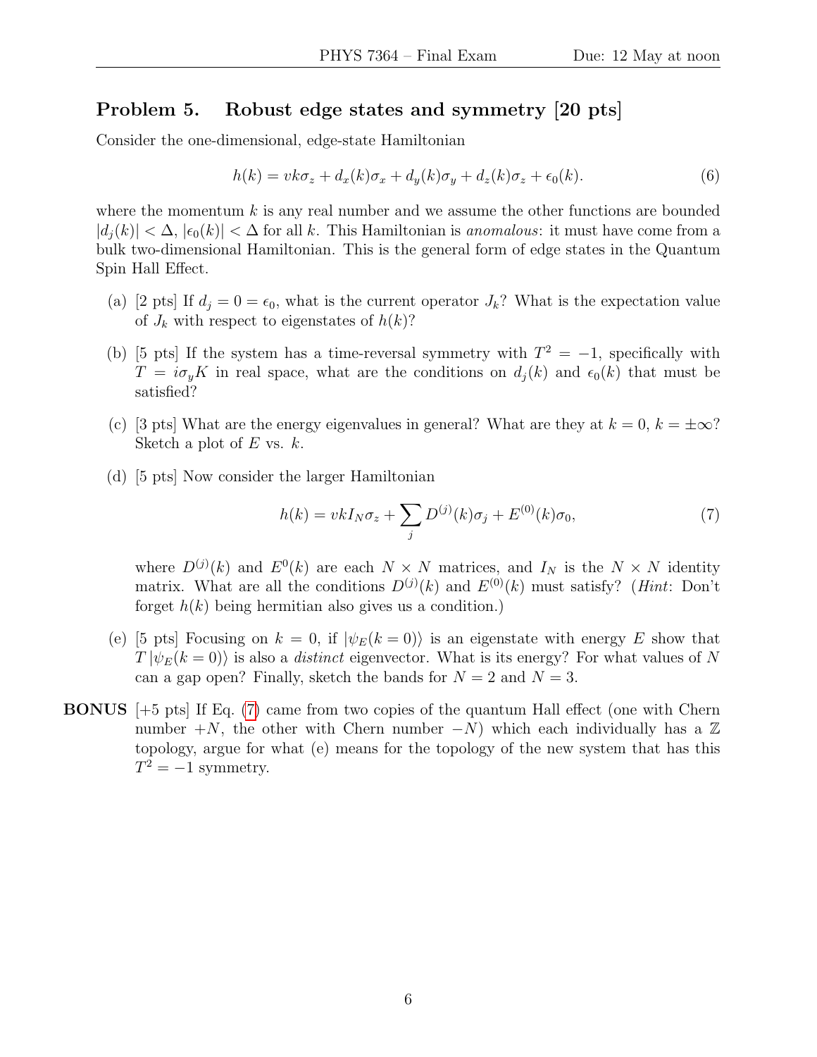## Problem 5. Robust edge states and symmetry [20 pts]

Consider the one-dimensional, edge-state Hamiltonian

$$h(k) = vk\sigma_z + d_x(k)\sigma_x + d_y(k)\sigma_y + d_z(k)\sigma_z + \epsilon_0(k). \tag{6}$$

where the momentum $k$ is any real number and we assume the other functions are bounded $|d_j(k)| < \Delta$, $|\epsilon_0(k)| < \Delta$ for all $k$. This Hamiltonian is *anomalous*: it must have come from a bulk two-dimensional Hamiltonian. This is the general form of edge states in the Quantum Spin Hall Effect.

(a) [2 pts] If $d_j = 0 = \epsilon_0$, what is the current operator $J_k$? What is the expectation value of $J_k$ with respect to eigenstates of $h(k)$?

(b) [5 pts] If the system has a time-reversal symmetry with $T^2 = -1$, specifically with $T = i\sigma_y K$ in real space, what are the conditions on $d_j(k)$ and $\epsilon_0(k)$ that must be satisfied?

(c) [3 pts] What are the energy eigenvalues in general? What are they at $k = 0$, $k = \pm\infty$? Sketch a plot of $E$ vs. $k$.

(d) [5 pts] Now consider the larger Hamiltonian

$$h(k) = vkI_N\sigma_z + \sum_j D^{(j)}(k)\sigma_j + E^{(0)}(k)\sigma_0, \tag{7}$$

where $D^{(j)}(k)$ and $E^0(k)$ are each $N \times N$ matrices, and $I_N$ is the $N \times N$ identity matrix. What are all the conditions $D^{(j)}(k)$ and $E^{(0)}(k)$ must satisfy? (*Hint*: Don't forget $h(k)$ being hermitian also gives us a condition.)

(e) [5 pts] Focusing on $k = 0$, if $|\psi_E(k = 0)\rangle$ is an eigenstate with energy $E$ show that $T|\psi_E(k = 0)\rangle$ is also a *distinct* eigenvector. What is its energy? For what values of $N$ can a gap open? Finally, sketch the bands for $N = 2$ and $N = 3$.

**BONUS** [+5 pts] If Eq. (7) came from two copies of the quantum Hall effect (one with Chern number $+N$, the other with Chern number $-N$) which each individually has a $\mathbb{Z}$ topology, argue for what (e) means for the topology of the new system that has this $T^2 = -1$ symmetry.